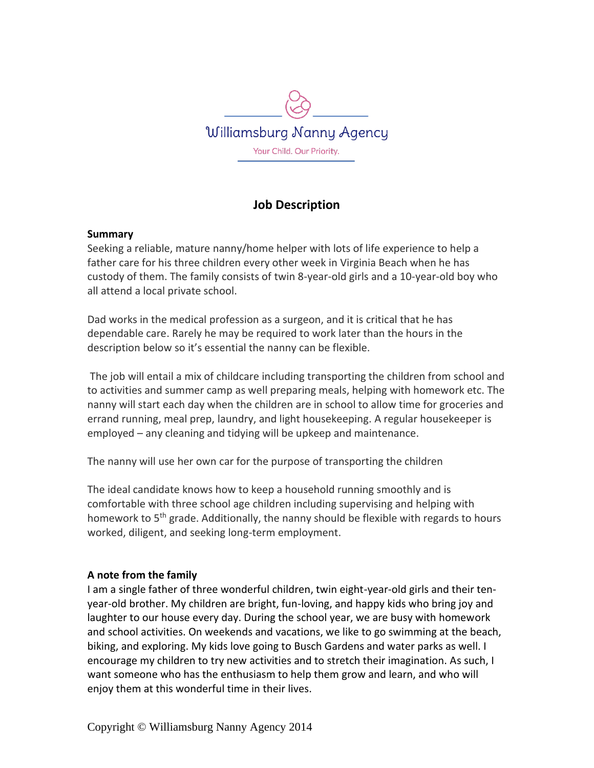Williamsburg Nanny Agency

Your Child. Our Priority.

# Job Description

**Summary**

Seeking a reliable, mature nanny/home helper with lots of life experience to help a father care for his three children every other week in Virginia Beach when he has custody of them. The family consists of twin 8-year-old girls and a 10-year-old boy who all attend a local private school.

Dad works in the medical profession as a surgeon, and it is critical that he has dependable care. Rarely he may be required to work later than the hours in the description below so it's essential the nanny can be flexible.

The job will entail a mix of childcare including transporting the children from school and to activities and summer camp as well preparing meals, helping with homework etc. The nanny will start each day when the children are in school to allow time for groceries and errand running, meal prep, laundry, and light housekeeping. A regular housekeeper is employed – any cleaning and tidying will be upkeep and maintenance.

The nanny will use her own car for the purpose of transporting the children

The ideal candidate knows how to keep a household running smoothly and is comfortable with three school age children including supervising and helping with homework to 5th grade. Additionally, the nanny should be flexible with regards to hours worked, diligent, and seeking long-term employment.

**A note from the family**

I am a single father of three wonderful children, twin eight-year-old girls and their ten-year-old brother. My children are bright, fun-loving, and happy kids who bring joy and laughter to our house every day. During the school year, we are busy with homework and school activities. On weekends and vacations, we like to go swimming at the beach, biking, and exploring. My kids love going to Busch Gardens and water parks as well. I encourage my children to try new activities and to stretch their imagination. As such, I want someone who has the enthusiasm to help them grow and learn, and who will enjoy them at this wonderful time in their lives.

Copyright © Williamsburg Nanny Agency 2014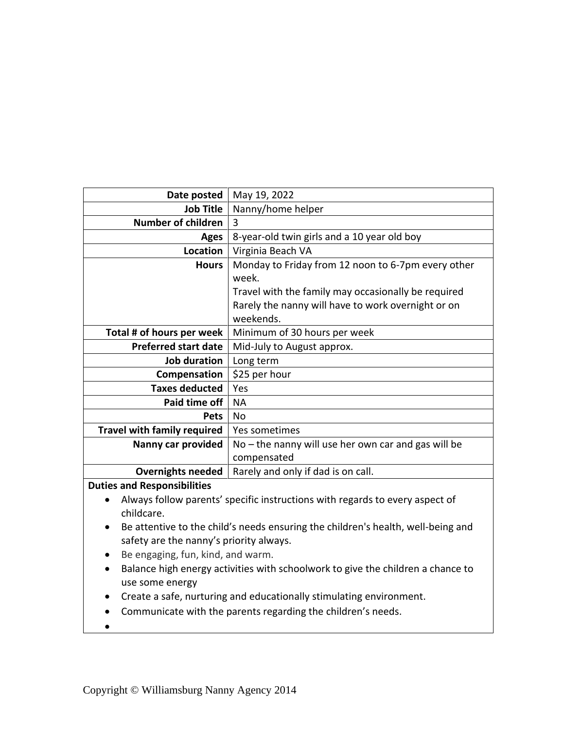| Date posted | May 19, 2022 |
|---:|---|
| **Job Title** | Nanny/home helper |
| **Number of children** | 3 |
| **Ages** | 8-year-old twin girls and a 10 year old boy |
| **Location** | Virginia Beach VA |
| **Hours** | Monday to Friday from 12 noon to 6-7pm every other week.<br>Travel with the family may occasionally be required<br>Rarely the nanny will have to work overnight or on weekends. |
| **Total # of hours per week** | Minimum of 30 hours per week |
| **Preferred start date** | Mid-July to August approx. |
| **Job duration** | Long term |
| **Compensation** | $25 per hour |
| **Taxes deducted** | Yes |
| **Paid time off** | NA |
| **Pets** | No |
| **Travel with family required** | Yes sometimes |
| **Nanny car provided** | No – the nanny will use her own car and gas will be compensated |
| **Overnights needed** | Rarely and only if dad is on call. |

**Duties and Responsibilities**

- Always follow parents' specific instructions with regards to every aspect of childcare.
- Be attentive to the child's needs ensuring the children's health, well-being and safety are the nanny's priority always.
- Be engaging, fun, kind, and warm.
- Balance high energy activities with schoolwork to give the children a chance to use some energy
- Create a safe, nurturing and educationally stimulating environment.
- Communicate with the parents regarding the children's needs.

Copyright © Williamsburg Nanny Agency 2014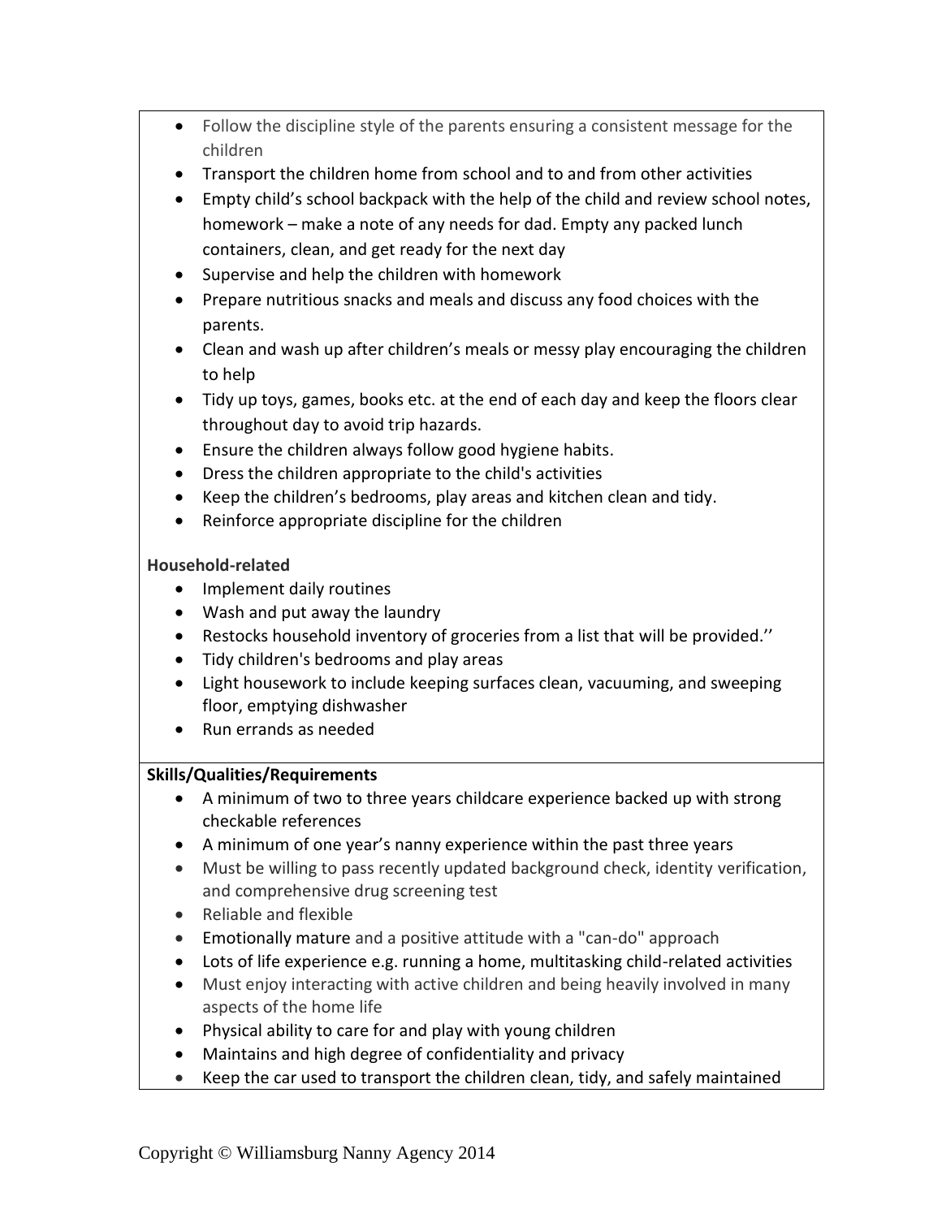- Follow the discipline style of the parents ensuring a consistent message for the children
- Transport the children home from school and to and from other activities
- Empty child's school backpack with the help of the child and review school notes, homework – make a note of any needs for dad. Empty any packed lunch containers, clean, and get ready for the next day
- Supervise and help the children with homework
- Prepare nutritious snacks and meals and discuss any food choices with the parents.
- Clean and wash up after children's meals or messy play encouraging the children to help
- Tidy up toys, games, books etc. at the end of each day and keep the floors clear throughout day to avoid trip hazards.
- Ensure the children always follow good hygiene habits.
- Dress the children appropriate to the child's activities
- Keep the children's bedrooms, play areas and kitchen clean and tidy.
- Reinforce appropriate discipline for the children

**Household-related**

- Implement daily routines
- Wash and put away the laundry
- Restocks household inventory of groceries from a list that will be provided.''
- Tidy children's bedrooms and play areas
- Light housework to include keeping surfaces clean, vacuuming, and sweeping floor, emptying dishwasher
- Run errands as needed

**Skills/Qualities/Requirements**

- A minimum of two to three years childcare experience backed up with strong checkable references
- A minimum of one year's nanny experience within the past three years
- Must be willing to pass recently updated background check, identity verification, and comprehensive drug screening test
- Reliable and flexible
- Emotionally mature and a positive attitude with a "can-do" approach
- Lots of life experience e.g. running a home, multitasking child-related activities
- Must enjoy interacting with active children and being heavily involved in many aspects of the home life
- Physical ability to care for and play with young children
- Maintains and high degree of confidentiality and privacy
- Keep the car used to transport the children clean, tidy, and safely maintained

Copyright © Williamsburg Nanny Agency 2014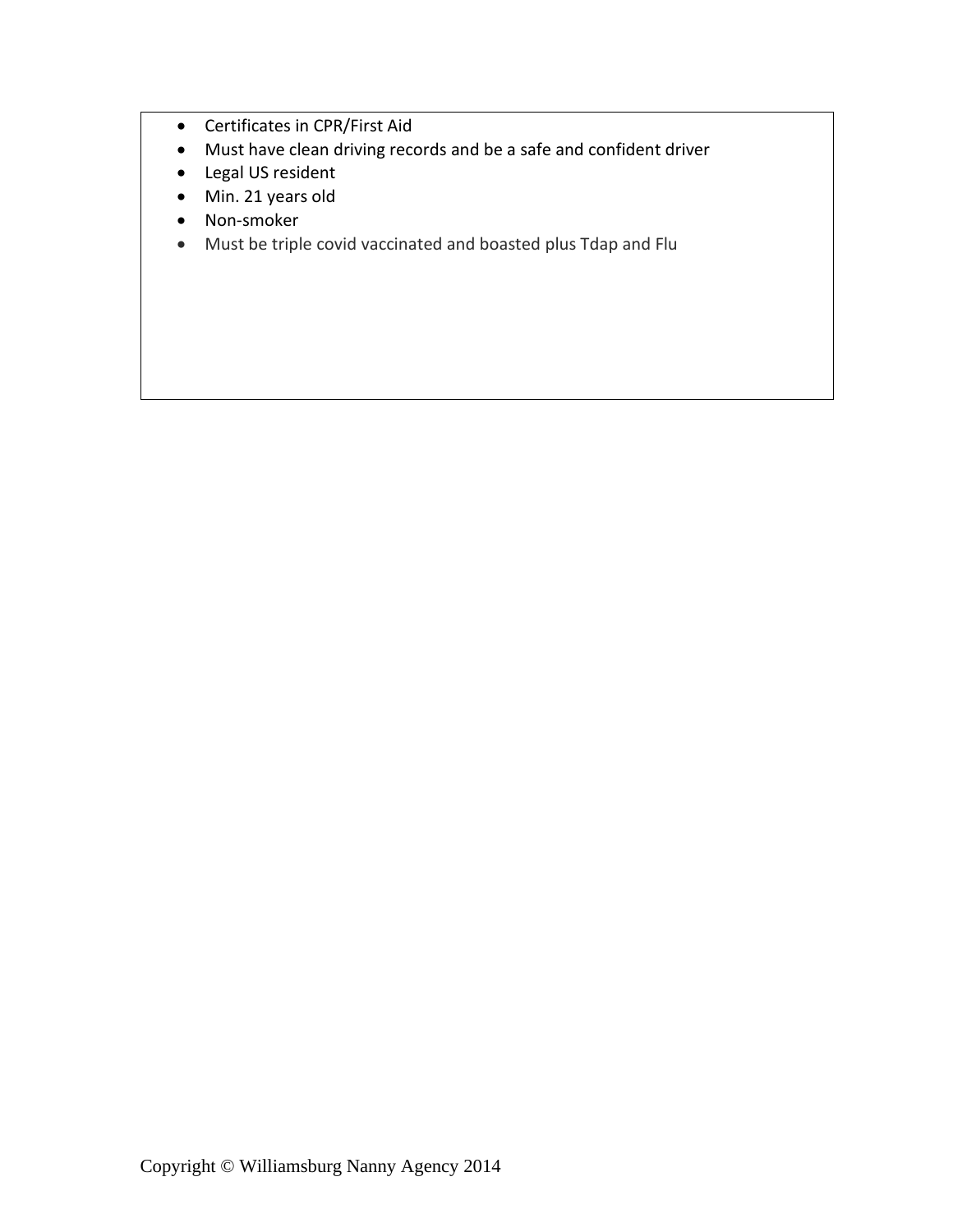- Certificates in CPR/First Aid
- Must have clean driving records and be a safe and confident driver
- Legal US resident
- Min. 21 years old
- Non-smoker
- Must be triple covid vaccinated and boasted plus Tdap and Flu

Copyright © Williamsburg Nanny Agency 2014